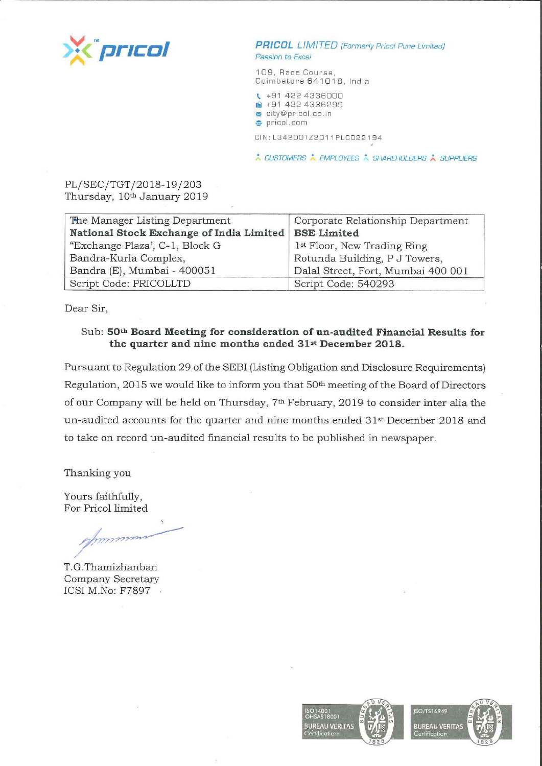**PRICOL** *LIMITED (Formerly Pricol Pune Limited)*
*Passion to Excel*

109, Race Course,
Coimbatore 641018, India

+91 422 4336000
+91 422 4336299
city@pricol.co.in
pricol.com

CIN: L34200TZ2011PLC022194

CUSTOMERS · EMPLOYEES · SHAREHOLDERS · SUPPLIERS

PL/SEC/TGT/2018-19/203
Thursday, 10th January 2019

| The Manager Listing Department<br>**National Stock Exchange of India Limited**<br>"Exchange Plaza', C-1, Block G<br>Bandra-Kurla Complex,<br>Bandra (E), Mumbai - 400051 | Corporate Relationship Department<br>**BSE Limited**<br>1st Floor, New Trading Ring<br>Rotunda Building, P J Towers,<br>Dalal Street, Fort, Mumbai 400 001 |
|---|---|
| Script Code: PRICOLLTD | Script Code: 540293 |

Dear Sir,

Sub: **50th Board Meeting for consideration of un-audited Financial Results for the quarter and nine months ended 31st December 2018.**

Pursuant to Regulation 29 of the SEBI (Listing Obligation and Disclosure Requirements) Regulation, 2015 we would like to inform you that 50th meeting of the Board of Directors of our Company will be held on Thursday, 7th February, 2019 to consider inter alia the un-audited accounts for the quarter and nine months ended 31st December 2018 and to take on record un-audited financial results to be published in newspaper.

Thanking you

Yours faithfully,
For Pricol limited

T.G.Thamizhanban
Company Secretary
ICSI M.No: F7897

ISO14001 OHSAS18001 BUREAU VERITAS Certification

ISO/TS16949 BUREAU VERITAS Certification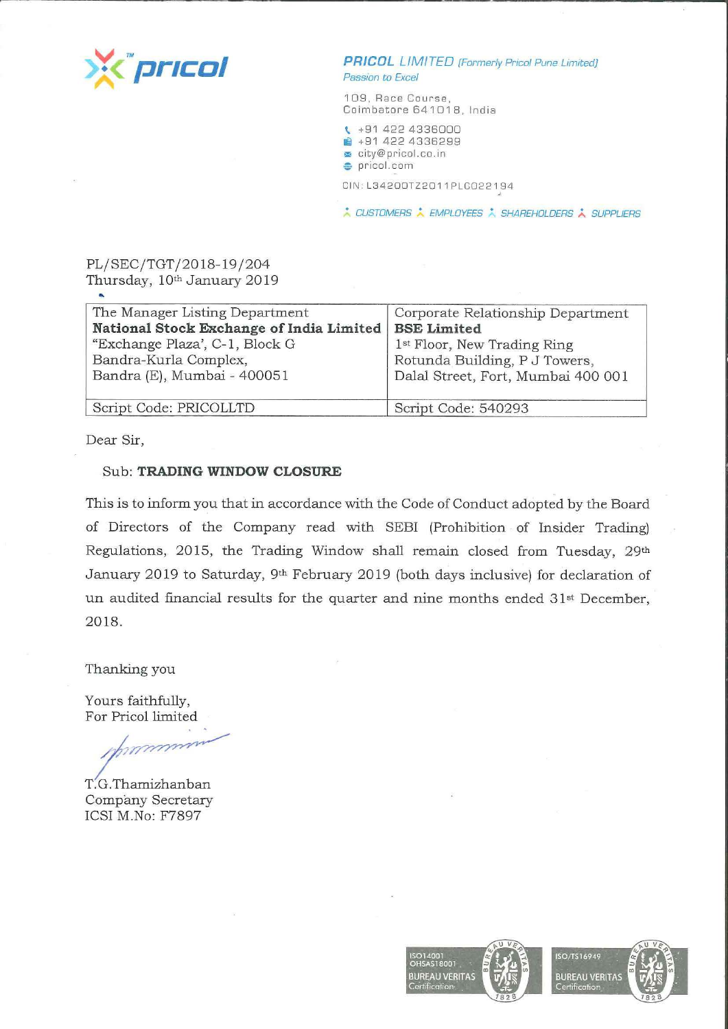**PRICOL** LIMITED (Formerly Pricol Pune Limited)
*Passion to Excel*

109, Race Course,
Coimbatore 641018, India

+91 422 4336000
+91 422 4336299
city@pricol.co.in
pricol.com

CIN: L34200TZ2011PLC022194

CUSTOMERS EMPLOYEES SHAREHOLDERS SUPPLIERS

PL/SEC/TGT/2018-19/204
Thursday, 10th January 2019

| | |
|---|---|
| The Manager Listing Department<br>**National Stock Exchange of India Limited**<br>"Exchange Plaza', C-1, Block G<br>Bandra-Kurla Complex,<br>Bandra (E), Mumbai - 400051 | Corporate Relationship Department<br>**BSE Limited**<br>1st Floor, New Trading Ring<br>Rotunda Building, P J Towers,<br>Dalal Street, Fort, Mumbai 400 001 |
| Script Code: PRICOLLTD | Script Code: 540293 |

Dear Sir,

Sub: **TRADING WINDOW CLOSURE**

This is to inform you that in accordance with the Code of Conduct adopted by the Board of Directors of the Company read with SEBI (Prohibition of Insider Trading) Regulations, 2015, the Trading Window shall remain closed from Tuesday, 29th January 2019 to Saturday, 9th February 2019 (both days inclusive) for declaration of un audited financial results for the quarter and nine months ended 31st December, 2018.

Thanking you

Yours faithfully,
For Pricol limited

T.G.Thamizhanban
Company Secretary
ICSI M.No: F7897